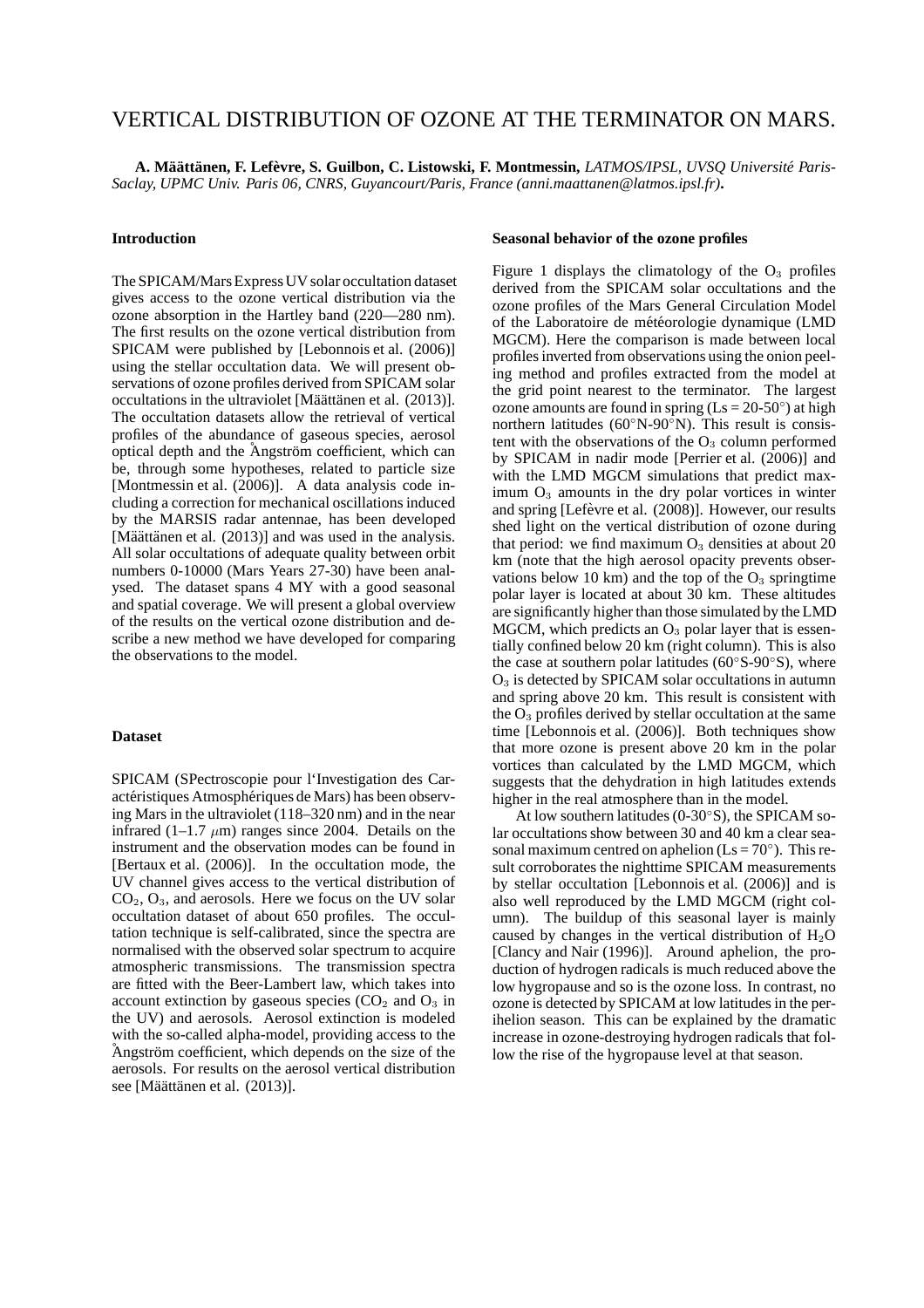# VERTICAL DISTRIBUTION OF OZONE AT THE TERMINATOR ON MARS.

**A. Määttänen, F. Lefèvre, S. Guilbon, C. Listowski, F. Montmessin,** *LATMOS/IPSL, UVSQ Université Paris-Saclay, UPMC Univ. Paris 06, CNRS, Guyancourt/Paris, France (anni.maattanen@latmos.ipsl.fr)*.

## Introduction

The SPICAM/Mars Express UV solar occultation dataset gives access to the ozone vertical distribution via the ozone absorption in the Hartley band (220—280 nm). The first results on the ozone vertical distribution from SPICAM were published by [Lebonnois et al. (2006)] using the stellar occultation data. We will present observations of ozone profiles derived from SPICAM solar occultations in the ultraviolet [Määttänen et al. (2013)]. The occultation datasets allow the retrieval of vertical profiles of the abundance of gaseous species, aerosol optical depth and the Ångström coefficient, which can be, through some hypotheses, related to particle size [Montmessin et al. (2006)]. A data analysis code including a correction for mechanical oscillations induced by the MARSIS radar antennae, has been developed [Määttänen et al. (2013)] and was used in the analysis. All solar occultations of adequate quality between orbit numbers 0-10000 (Mars Years 27-30) have been analysed. The dataset spans 4 MY with a good seasonal and spatial coverage. We will present a global overview of the results on the vertical ozone distribution and describe a new method we have developed for comparing the observations to the model.

## Dataset

SPICAM (SPectroscopie pour l'Investigation des Caractéristiques Atmosphériques de Mars) has been observing Mars in the ultraviolet (118–320 nm) and in the near infrared (1–1.7 $\mu$m) ranges since 2004. Details on the instrument and the observation modes can be found in [Bertaux et al. (2006)]. In the occultation mode, the UV channel gives access to the vertical distribution of $CO_2$, $O_3$, and aerosols. Here we focus on the UV solar occultation dataset of about 650 profiles. The occultation technique is self-calibrated, since the spectra are normalised with the observed solar spectrum to acquire atmospheric transmissions. The transmission spectra are fitted with the Beer-Lambert law, which takes into account extinction by gaseous species ($CO_2$ and $O_3$ in the UV) and aerosols. Aerosol extinction is modeled with the so-called alpha-model, providing access to the Ångström coefficient, which depends on the size of the aerosols. For results on the aerosol vertical distribution see [Määttänen et al. (2013)].

## Seasonal behavior of the ozone profiles

Figure 1 displays the climatology of the $O_3$ profiles derived from the SPICAM solar occultations and the ozone profiles of the Mars General Circulation Model of the Laboratoire de météorologie dynamique (LMD MGCM). Here the comparison is made between local profiles inverted from observations using the onion peeling method and profiles extracted from the model at the grid point nearest to the terminator. The largest ozone amounts are found in spring (Ls = 20-50°) at high northern latitudes (60°N-90°N). This result is consistent with the observations of the $O_3$ column performed by SPICAM in nadir mode [Perrier et al. (2006)] and with the LMD MGCM simulations that predict maximum $O_3$ amounts in the dry polar vortices in winter and spring [Lefèvre et al. (2008)]. However, our results shed light on the vertical distribution of ozone during that period: we find maximum $O_3$ densities at about 20 km (note that the high aerosol opacity prevents observations below 10 km) and the top of the $O_3$ springtime polar layer is located at about 30 km. These altitudes are significantly higher than those simulated by the LMD MGCM, which predicts an $O_3$ polar layer that is essentially confined below 20 km (right column). This is also the case at southern polar latitudes (60°S-90°S), where $O_3$ is detected by SPICAM solar occultations in autumn and spring above 20 km. This result is consistent with the $O_3$ profiles derived by stellar occultation at the same time [Lebonnois et al. (2006)]. Both techniques show that more ozone is present above 20 km in the polar vortices than calculated by the LMD MGCM, which suggests that the dehydration in high latitudes extends higher in the real atmosphere than in the model.

At low southern latitudes (0-30°S), the SPICAM solar occultations show between 30 and 40 km a clear seasonal maximum centred on aphelion (Ls = 70°). This result corroborates the nighttime SPICAM measurements by stellar occultation [Lebonnois et al. (2006)] and is also well reproduced by the LMD MGCM (right column). The buildup of this seasonal layer is mainly caused by changes in the vertical distribution of $H_2O$ [Clancy and Nair (1996)]. Around aphelion, the production of hydrogen radicals is much reduced above the low hygropause and so is the ozone loss. In contrast, no ozone is detected by SPICAM at low latitudes in the perihelion season. This can be explained by the dramatic increase in ozone-destroying hydrogen radicals that follow the rise of the hygropause level at that season.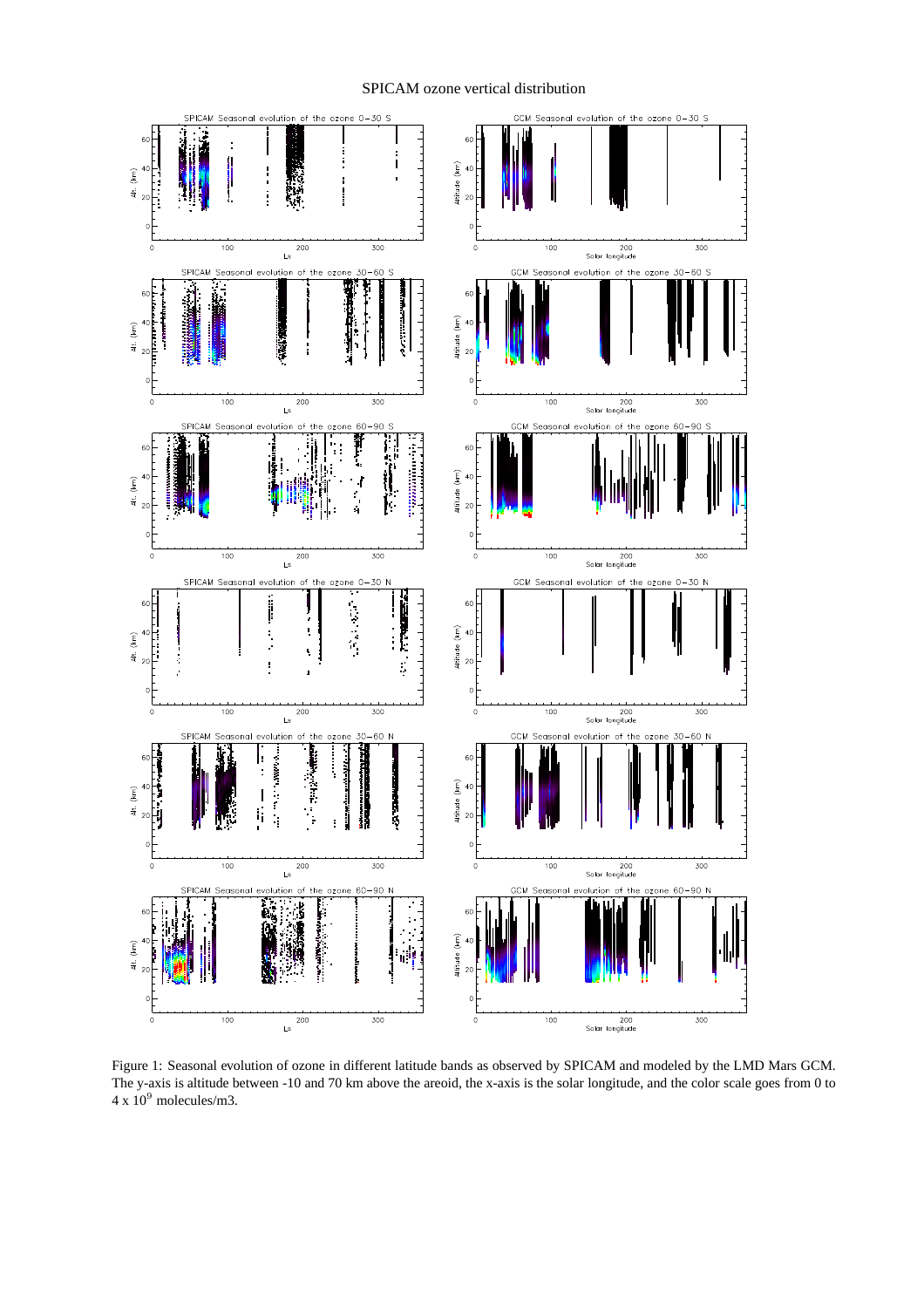SPICAM ozone vertical distribution

Figure 1: Seasonal evolution of ozone in different latitude bands as observed by SPICAM and modeled by the LMD Mars GCM. The y-axis is altitude between -10 and 70 km above the areoid, the x-axis is the solar longitude, and the color scale goes from 0 to 4 x $10^9$ molecules/m3.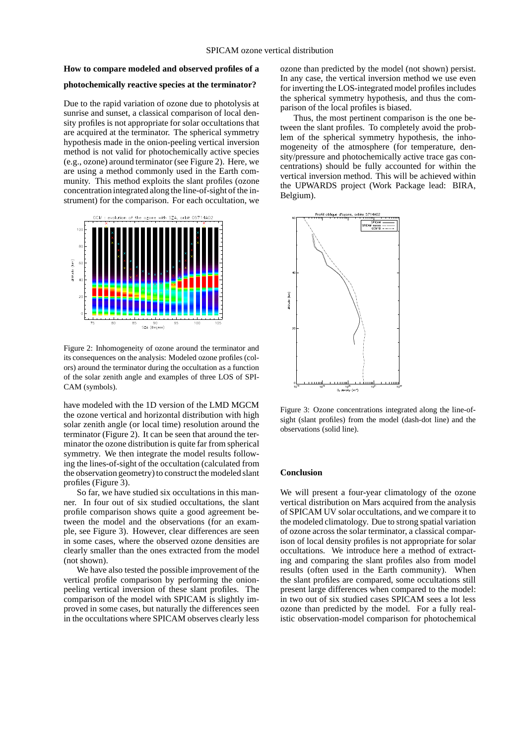**How to compare modeled and observed profiles of a photochemically reactive species at the terminator?**

Due to the rapid variation of ozone due to photolysis at sunrise and sunset, a classical comparison of local density profiles is not appropriate for solar occultations that are acquired at the terminator. The spherical symmetry hypothesis made in the onion-peeling vertical inversion method is not valid for photochemically active species (e.g., ozone) around terminator (see Figure 2). Here, we are using a method commonly used in the Earth community. This method exploits the slant profiles (ozone concentration integrated along the line-of-sight of the instrument) for the comparison. For each occultation, we have modeled with the 1D version of the LMD MGCM the ozone vertical and horizontal distribution with high solar zenith angle (or local time) resolution around the terminator (Figure 2). It can be seen that around the terminator the ozone distribution is quite far from spherical symmetry. We then integrate the model results following the lines-of-sight of the occultation (calculated from the observation geometry) to construct the modeled slant profiles (Figure 3).

Figure 2: Inhomogeneity of ozone around the terminator and its consequences on the analysis: Modeled ozone profiles (colors) around the terminator during the occultation as a function of the solar zenith angle and examples of three LOS of SPICAM (symbols).

So far, we have studied six occultations in this manner. In four out of six studied occultations, the slant profile comparison shows quite a good agreement between the model and the observations (for an example, see Figure 3). However, clear differences are seen in some cases, where the observed ozone densities are clearly smaller than the ones extracted from the model (not shown).

We have also tested the possible improvement of the vertical profile comparison by performing the onion-peeling vertical inversion of these slant profiles. The comparison of the model with SPICAM is slightly improved in some cases, but naturally the differences seen in the occultations where SPICAM observes clearly less ozone than predicted by the model (not shown) persist. In any case, the vertical inversion method we use even for inverting the LOS-integrated model profiles includes the spherical symmetry hypothesis, and thus the comparison of the local profiles is biased.

Thus, the most pertinent comparison is the one between the slant profiles. To completely avoid the problem of the spherical symmetry hypothesis, the inhomogeneity of the atmosphere (for temperature, density/pressure and photochemically active trace gas concentrations) should be fully accounted for within the vertical inversion method. This will be achieved within the UPWARDS project (Work Package lead: BIRA, Belgium).

Figure 3: Ozone concentrations integrated along the line-of-sight (slant profiles) from the model (dash-dot line) and the observations (solid line).

## Conclusion

We will present a four-year climatology of the ozone vertical distribution on Mars acquired from the analysis of SPICAM UV solar occultations, and we compare it to the modeled climatology. Due to strong spatial variation of ozone across the solar terminator, a classical comparison of local density profiles is not appropriate for solar occultations. We introduce here a method of extracting and comparing the slant profiles also from model results (often used in the Earth community). When the slant profiles are compared, some occultations still present large differences when compared to the model: in two out of six studied cases SPICAM sees a lot less ozone than predicted by the model. For a fully realistic observation-model comparison for photochemical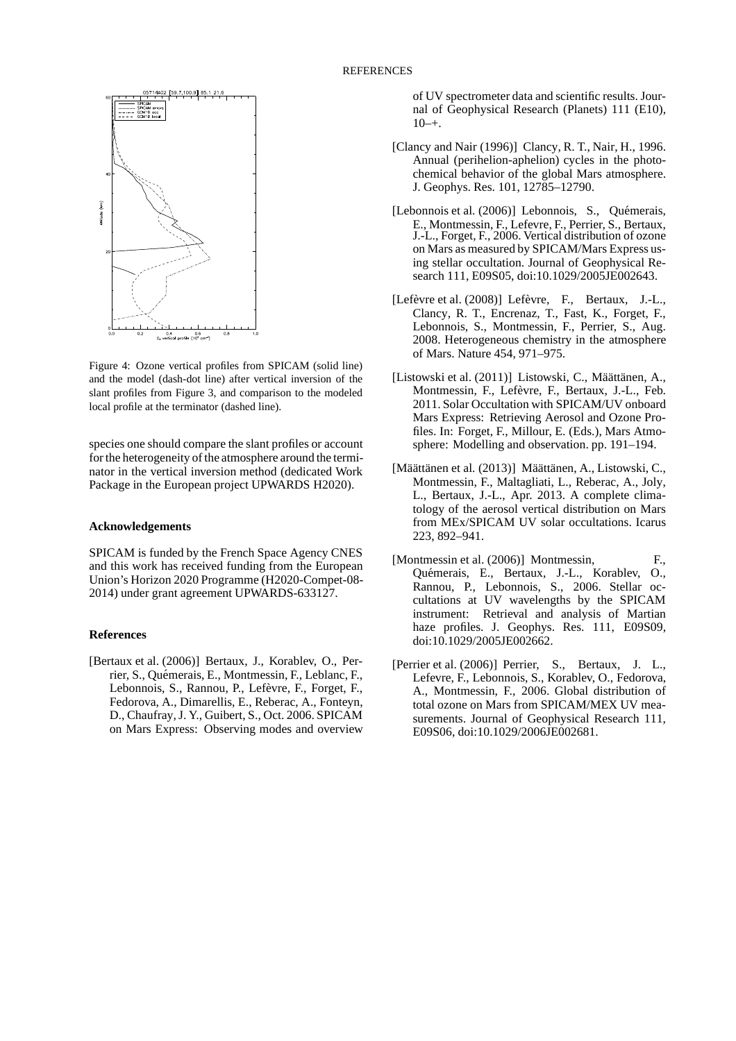05714A02 [59.7,100.9] 95.1 21.6

SPICAM
SPICAM errors
GCM1D occ
GCM1D local

Altitude (km)

$O_3$ vertical profile ($10^9$ cm$^{-3}$)

0.0 0.2 0.4 0.6 0.8 1.0

0 20 40 60

Figure 4: Ozone vertical profiles from SPICAM (solid line) and the model (dash-dot line) after vertical inversion of the slant profiles from Figure 3, and comparison to the modeled local profile at the terminator (dashed line).

species one should compare the slant profiles or account for the heterogeneity of the atmosphere around the terminator in the vertical inversion method (dedicated Work Package in the European project UPWARDS H2020).

### Acknowledgements

SPICAM is funded by the French Space Agency CNES and this work has received funding from the European Union's Horizon 2020 Programme (H2020-Compet-08-2014) under grant agreement UPWARDS-633127.

### References

[Bertaux et al. (2006)] Bertaux, J., Korablev, O., Perrier, S., Quémerais, E., Montmessin, F., Leblanc, F., Lebonnois, S., Rannou, P., Lefèvre, F., Forget, F., Fedorova, A., Dimarellis, E., Reberac, A., Fonteyn, D., Chaufray, J. Y., Guibert, S., Oct. 2006. SPICAM on Mars Express: Observing modes and overview of UV spectrometer data and scientific results. Journal of Geophysical Research (Planets) 111 (E10), 10–+.

[Clancy and Nair (1996)] Clancy, R. T., Nair, H., 1996. Annual (perihelion-aphelion) cycles in the photochemical behavior of the global Mars atmosphere. J. Geophys. Res. 101, 12785–12790.

[Lebonnois et al. (2006)] Lebonnois, S., Quémerais, E., Montmessin, F., Lefevre, F., Perrier, S., Bertaux, J.-L., Forget, F., 2006. Vertical distribution of ozone on Mars as measured by SPICAM/Mars Express using stellar occultation. Journal of Geophysical Research 111, E09S05, doi:10.1029/2005JE002643.

[Lefèvre et al. (2008)] Lefèvre, F., Bertaux, J.-L., Clancy, R. T., Encrenaz, T., Fast, K., Forget, F., Lebonnois, S., Montmessin, F., Perrier, S., Aug. 2008. Heterogeneous chemistry in the atmosphere of Mars. Nature 454, 971–975.

[Listowski et al. (2011)] Listowski, C., Määttänen, A., Montmessin, F., Lefèvre, F., Bertaux, J.-L., Feb. 2011. Solar Occultation with SPICAM/UV onboard Mars Express: Retrieving Aerosol and Ozone Profiles. In: Forget, F., Millour, E. (Eds.), Mars Atmosphere: Modelling and observation. pp. 191–194.

[Määttänen et al. (2013)] Määttänen, A., Listowski, C., Montmessin, F., Maltagliati, L., Reberac, A., Joly, L., Bertaux, J.-L., Apr. 2013. A complete climatology of the aerosol vertical distribution on Mars from MEx/SPICAM UV solar occultations. Icarus 223, 892–941.

[Montmessin et al. (2006)] Montmessin, F., Quémerais, E., Bertaux, J.-L., Korablev, O., Rannou, P., Lebonnois, S., 2006. Stellar occultations at UV wavelengths by the SPICAM instrument: Retrieval and analysis of Martian haze profiles. J. Geophys. Res. 111, E09S09, doi:10.1029/2005JE002662.

[Perrier et al. (2006)] Perrier, S., Bertaux, J. L., Lefevre, F., Lebonnois, S., Korablev, O., Fedorova, A., Montmessin, F., 2006. Global distribution of total ozone on Mars from SPICAM/MEX UV measurements. Journal of Geophysical Research 111, E09S06, doi:10.1029/2006JE002681.